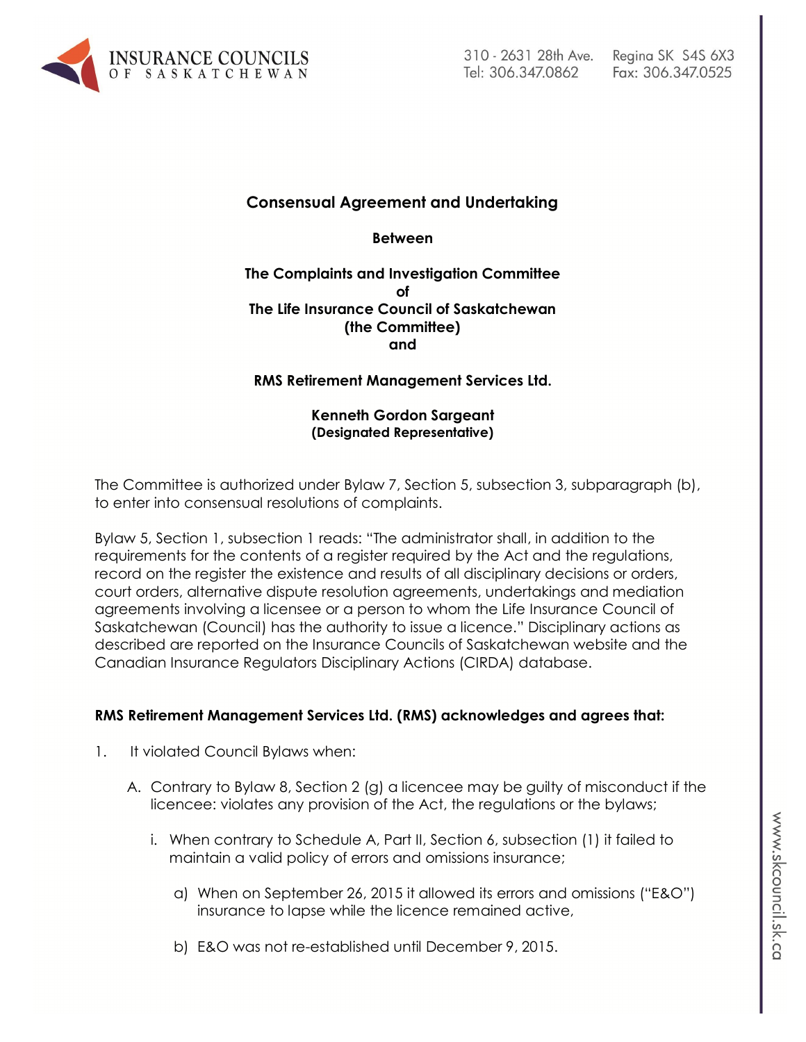# Consensual Agreement and Undertaking

**Between**

**The Complaints and Investigation Committee**
**of**
**The Life Insurance Council of Saskatchewan**
**(the Committee)**
**and**

**RMS Retirement Management Services Ltd.**

**Kenneth Gordon Sargeant**
**(Designated Representative)**

The Committee is authorized under Bylaw 7, Section 5, subsection 3, subparagraph (b), to enter into consensual resolutions of complaints.

Bylaw 5, Section 1, subsection 1 reads: "The administrator shall, in addition to the requirements for the contents of a register required by the Act and the regulations, record on the register the existence and results of all disciplinary decisions or orders, court orders, alternative dispute resolution agreements, undertakings and mediation agreements involving a licensee or a person to whom the Life Insurance Council of Saskatchewan (Council) has the authority to issue a licence." Disciplinary actions as described are reported on the Insurance Councils of Saskatchewan website and the Canadian Insurance Regulators Disciplinary Actions (CIRDA) database.

**RMS Retirement Management Services Ltd. (RMS) acknowledges and agrees that:**

1. It violated Council Bylaws when:

   A. Contrary to Bylaw 8, Section 2 (g) a licencee may be guilty of misconduct if the licencee: violates any provision of the Act, the regulations or the bylaws;

      i. When contrary to Schedule A, Part II, Section 6, subsection (1) it failed to maintain a valid policy of errors and omissions insurance;

         a) When on September 26, 2015 it allowed its errors and omissions ("E&O") insurance to lapse while the licence remained active,

         b) E&O was not re-established until December 9, 2015.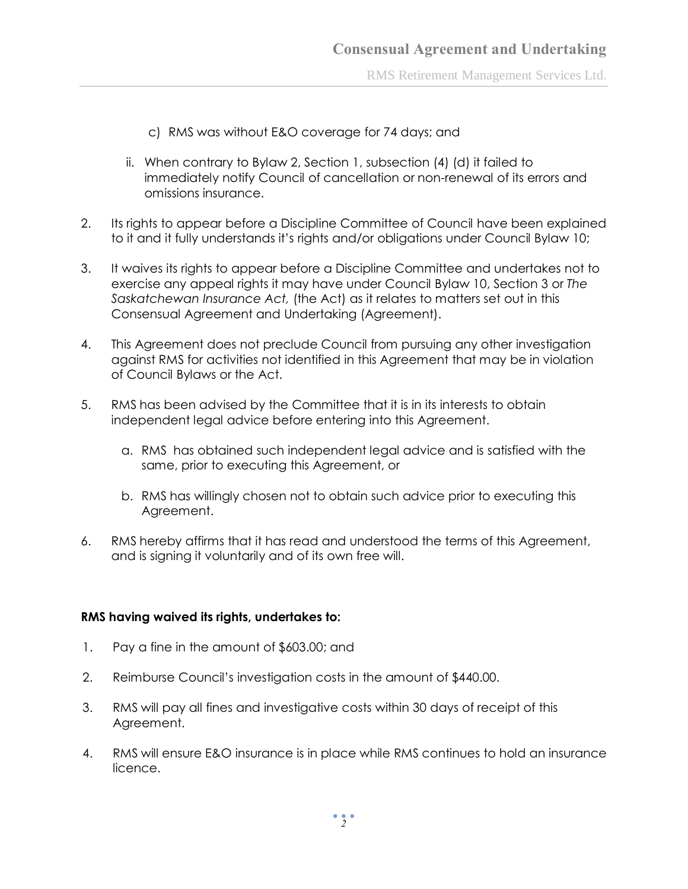c) RMS was without E&O coverage for 74 days; and

ii. When contrary to Bylaw 2, Section 1, subsection (4) (d) it failed to immediately notify Council of cancellation or non-renewal of its errors and omissions insurance.

2. Its rights to appear before a Discipline Committee of Council have been explained to it and it fully understands it's rights and/or obligations under Council Bylaw 10;

3. It waives its rights to appear before a Discipline Committee and undertakes not to exercise any appeal rights it may have under Council Bylaw 10, Section 3 or *The Saskatchewan Insurance Act,* (the Act) as it relates to matters set out in this Consensual Agreement and Undertaking (Agreement).

4. This Agreement does not preclude Council from pursuing any other investigation against RMS for activities not identified in this Agreement that may be in violation of Council Bylaws or the Act.

5. RMS has been advised by the Committee that it is in its interests to obtain independent legal advice before entering into this Agreement.

   a. RMS has obtained such independent legal advice and is satisfied with the same, prior to executing this Agreement, or

   b. RMS has willingly chosen not to obtain such advice prior to executing this Agreement.

6. RMS hereby affirms that it has read and understood the terms of this Agreement, and is signing it voluntarily and of its own free will.

**RMS having waived its rights, undertakes to:**

1. Pay a fine in the amount of $603.00; and

2. Reimburse Council's investigation costs in the amount of $440.00.

3. RMS will pay all fines and investigative costs within 30 days of receipt of this Agreement.

4. RMS will ensure E&O insurance is in place while RMS continues to hold an insurance licence.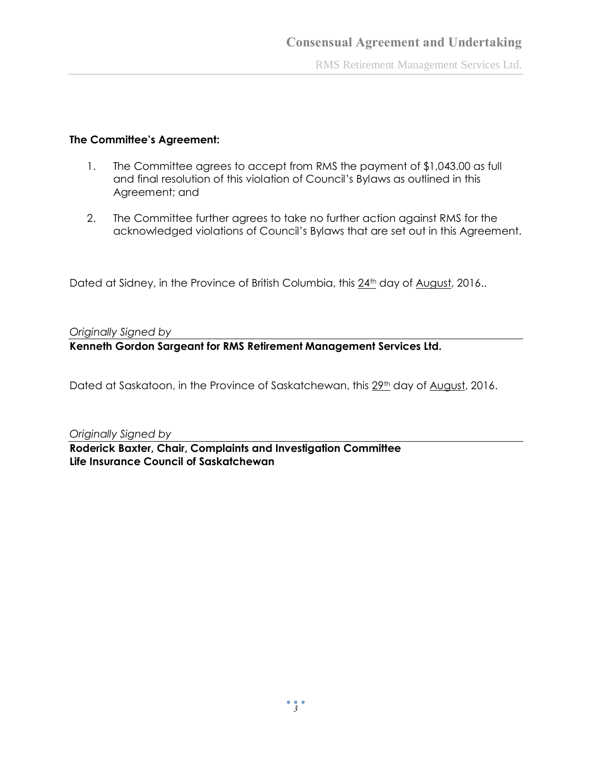**The Committee's Agreement:**

1. The Committee agrees to accept from RMS the payment of $1,043.00 as full and final resolution of this violation of Council's Bylaws as outlined in this Agreement; and

2. The Committee further agrees to take no further action against RMS for the acknowledged violations of Council's Bylaws that are set out in this Agreement.

Dated at Sidney, in the Province of British Columbia, this 24th day of August, 2016..

*Originally Signed by*

**Kenneth Gordon Sargeant for RMS Retirement Management Services Ltd.**

Dated at Saskatoon, in the Province of Saskatchewan, this 29th day of August, 2016.

*Originally Signed by*

**Roderick Baxter, Chair, Complaints and Investigation Committee**
**Life Insurance Council of Saskatchewan**